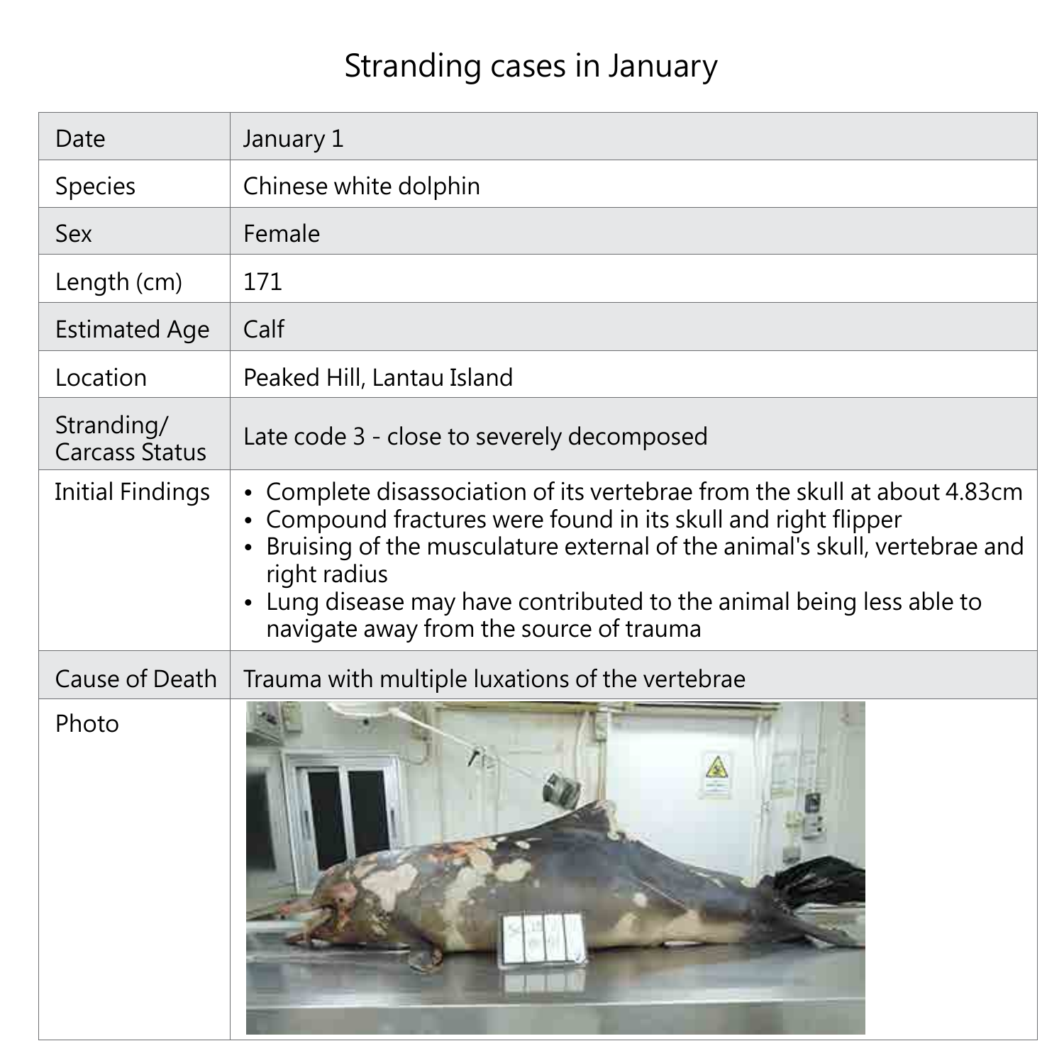# Stranding cases in January

| | |
|---|---|
| Date | January 1 |
| Species | Chinese white dolphin |
| Sex | Female |
| Length (cm) | 171 |
| Estimated Age | Calf |
| Location | Peaked Hill, Lantau Island |
| Stranding/ Carcass Status | Late code 3 - close to severely decomposed |
| Initial Findings | • Complete disassociation of its vertebrae from the skull at about 4.83cm<br>• Compound fractures were found in its skull and right flipper<br>• Bruising of the musculature external of the animal's skull, vertebrae and right radius<br>• Lung disease may have contributed to the animal being less able to navigate away from the source of trauma |
| Cause of Death | Trauma with multiple luxations of the vertebrae |
| Photo | |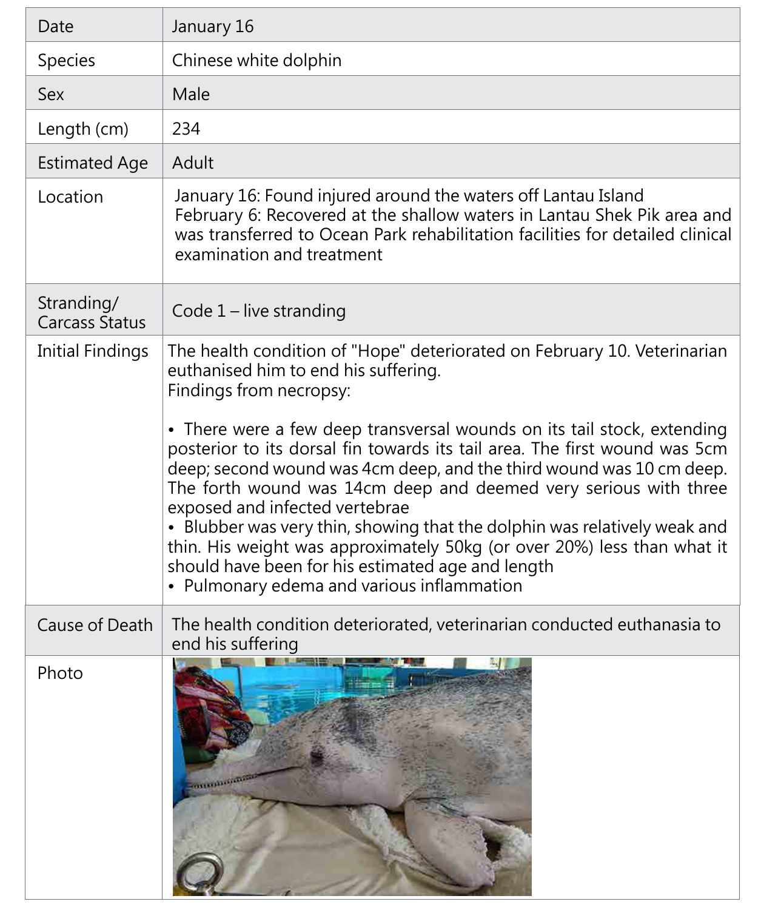| | |
|---|---|
| Date | January 16 |
| Species | Chinese white dolphin |
| Sex | Male |
| Length (cm) | 234 |
| Estimated Age | Adult |
| Location | January 16: Found injured around the waters off Lantau Island<br>February 6: Recovered at the shallow waters in Lantau Shek Pik area and was transferred to Ocean Park rehabilitation facilities for detailed clinical examination and treatment |
| Stranding/ Carcass Status | Code 1 – live stranding |
| Initial Findings | The health condition of "Hope" deteriorated on February 10. Veterinarian euthanised him to end his suffering.<br>Findings from necropsy:<br><br>• There were a few deep transversal wounds on its tail stock, extending posterior to its dorsal fin towards its tail area. The first wound was 5cm deep; second wound was 4cm deep, and the third wound was 10 cm deep. The forth wound was 14cm deep and deemed very serious with three exposed and infected vertebrae<br>• Blubber was very thin, showing that the dolphin was relatively weak and thin. His weight was approximately 50kg (or over 20%) less than what it should have been for his estimated age and length<br>• Pulmonary edema and various inflammation |
| Cause of Death | The health condition deteriorated, veterinarian conducted euthanasia to end his suffering |
| Photo | |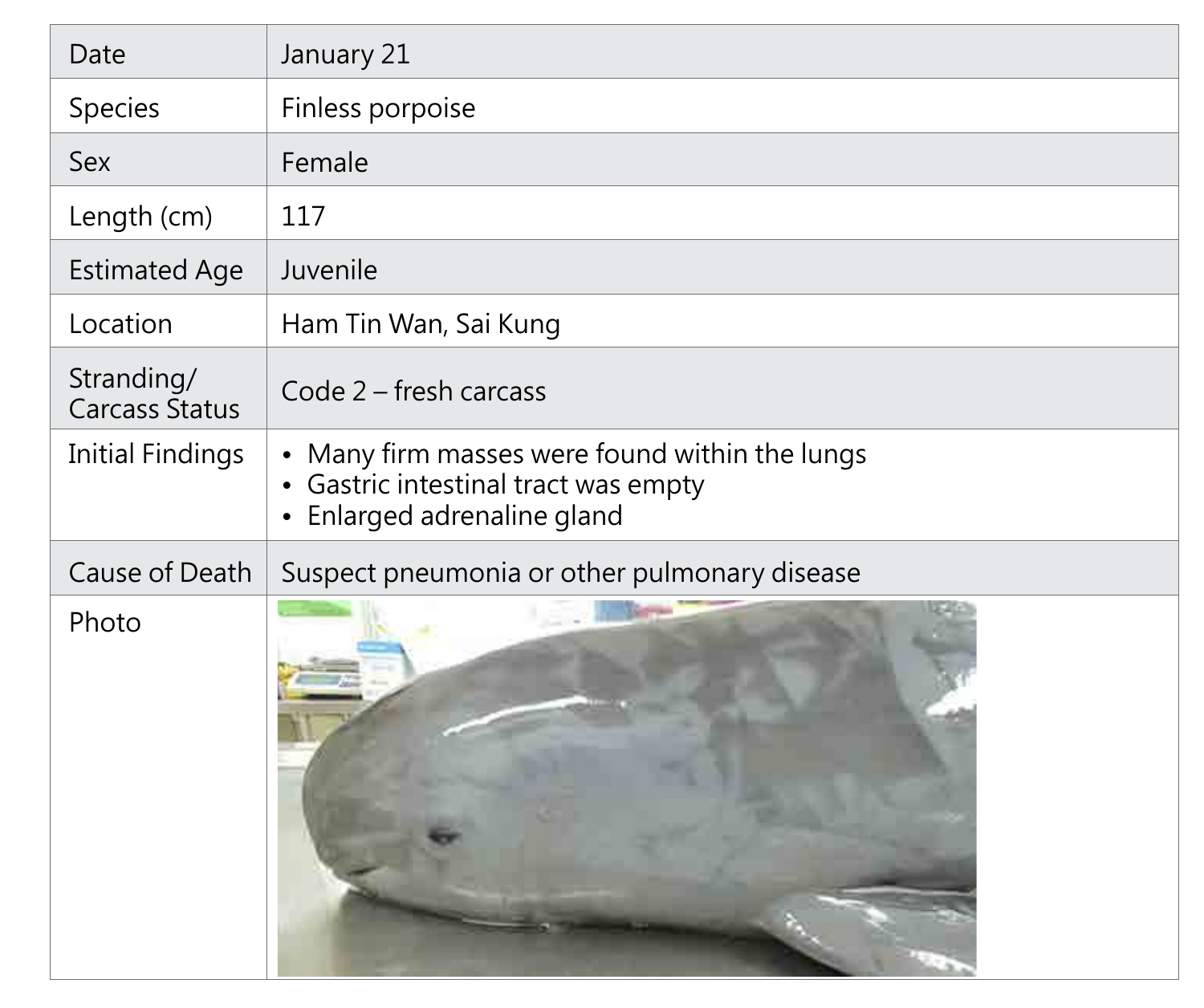| | |
|---|---|
| Date | January 21 |
| Species | Finless porpoise |
| Sex | Female |
| Length (cm) | 117 |
| Estimated Age | Juvenile |
| Location | Ham Tin Wan, Sai Kung |
| Stranding/ Carcass Status | Code 2 – fresh carcass |
| Initial Findings | • Many firm masses were found within the lungs<br>• Gastric intestinal tract was empty<br>• Enlarged adrenaline gland |
| Cause of Death | Suspect pneumonia or other pulmonary disease |
| Photo | |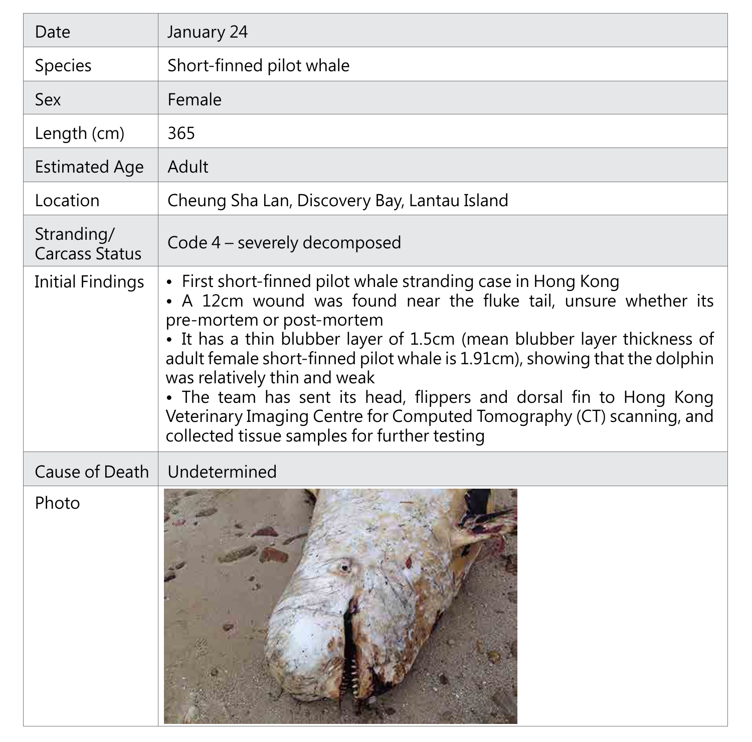| | |
|---|---|
| Date | January 24 |
| Species | Short-finned pilot whale |
| Sex | Female |
| Length (cm) | 365 |
| Estimated Age | Adult |
| Location | Cheung Sha Lan, Discovery Bay, Lantau Island |
| Stranding/ Carcass Status | Code 4 – severely decomposed |
| Initial Findings | • First short-finned pilot whale stranding case in Hong Kong<br>• A 12cm wound was found near the fluke tail, unsure whether its pre-mortem or post-mortem<br>• It has a thin blubber layer of 1.5cm (mean blubber layer thickness of adult female short-finned pilot whale is 1.91cm), showing that the dolphin was relatively thin and weak<br>• The team has sent its head, flippers and dorsal fin to Hong Kong Veterinary Imaging Centre for Computed Tomography (CT) scanning, and collected tissue samples for further testing |
| Cause of Death | Undetermined |
| Photo | |